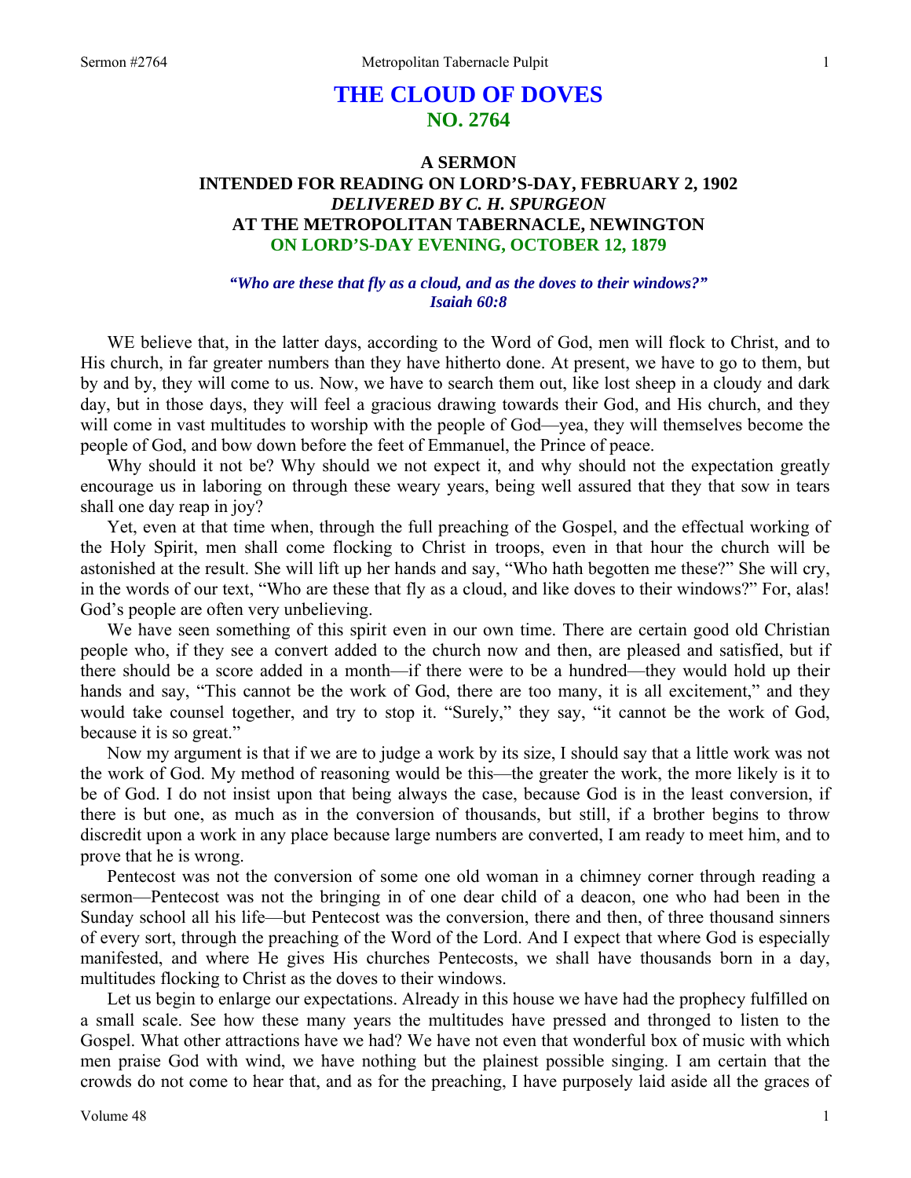# THE CLOUD OF DOVES
## NO. 2764

### A SERMON
### INTENDED FOR READING ON LORD'S-DAY, FEBRUARY 2, 1902
### *DELIVERED BY C. H. SPURGEON*
### AT THE METROPOLITAN TABERNACLE, NEWINGTON
### ON LORD'S-DAY EVENING, OCTOBER 12, 1879

***"Who are these that fly as a cloud, and as the doves to their windows?"***
***Isaiah 60:8***

WE believe that, in the latter days, according to the Word of God, men will flock to Christ, and to His church, in far greater numbers than they have hitherto done. At present, we have to go to them, but by and by, they will come to us. Now, we have to search them out, like lost sheep in a cloudy and dark day, but in those days, they will feel a gracious drawing towards their God, and His church, and they will come in vast multitudes to worship with the people of God—yea, they will themselves become the people of God, and bow down before the feet of Emmanuel, the Prince of peace.

Why should it not be? Why should we not expect it, and why should not the expectation greatly encourage us in laboring on through these weary years, being well assured that they that sow in tears shall one day reap in joy?

Yet, even at that time when, through the full preaching of the Gospel, and the effectual working of the Holy Spirit, men shall come flocking to Christ in troops, even in that hour the church will be astonished at the result. She will lift up her hands and say, "Who hath begotten me these?" She will cry, in the words of our text, "Who are these that fly as a cloud, and like doves to their windows?" For, alas! God's people are often very unbelieving.

We have seen something of this spirit even in our own time. There are certain good old Christian people who, if they see a convert added to the church now and then, are pleased and satisfied, but if there should be a score added in a month—if there were to be a hundred—they would hold up their hands and say, "This cannot be the work of God, there are too many, it is all excitement," and they would take counsel together, and try to stop it. "Surely," they say, "it cannot be the work of God, because it is so great."

Now my argument is that if we are to judge a work by its size, I should say that a little work was not the work of God. My method of reasoning would be this—the greater the work, the more likely is it to be of God. I do not insist upon that being always the case, because God is in the least conversion, if there is but one, as much as in the conversion of thousands, but still, if a brother begins to throw discredit upon a work in any place because large numbers are converted, I am ready to meet him, and to prove that he is wrong.

Pentecost was not the conversion of some one old woman in a chimney corner through reading a sermon—Pentecost was not the bringing in of one dear child of a deacon, one who had been in the Sunday school all his life—but Pentecost was the conversion, there and then, of three thousand sinners of every sort, through the preaching of the Word of the Lord. And I expect that where God is especially manifested, and where He gives His churches Pentecosts, we shall have thousands born in a day, multitudes flocking to Christ as the doves to their windows.

Let us begin to enlarge our expectations. Already in this house we have had the prophecy fulfilled on a small scale. See how these many years the multitudes have pressed and thronged to listen to the Gospel. What other attractions have we had? We have not even that wonderful box of music with which men praise God with wind, we have nothing but the plainest possible singing. I am certain that the crowds do not come to hear that, and as for the preaching, I have purposely laid aside all the graces of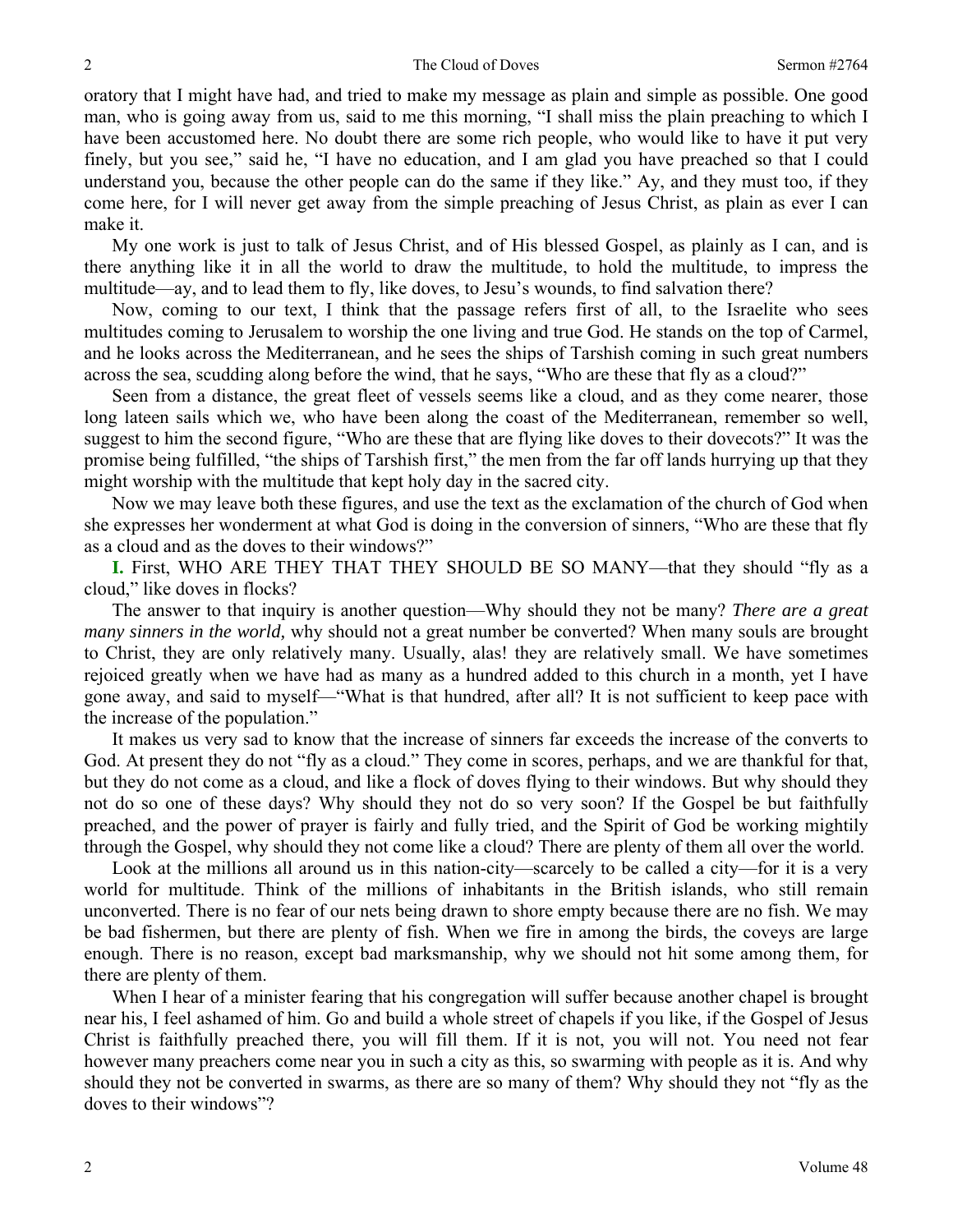oratory that I might have had, and tried to make my message as plain and simple as possible. One good man, who is going away from us, said to me this morning, "I shall miss the plain preaching to which I have been accustomed here. No doubt there are some rich people, who would like to have it put very finely, but you see," said he, "I have no education, and I am glad you have preached so that I could understand you, because the other people can do the same if they like." Ay, and they must too, if they come here, for I will never get away from the simple preaching of Jesus Christ, as plain as ever I can make it.

My one work is just to talk of Jesus Christ, and of His blessed Gospel, as plainly as I can, and is there anything like it in all the world to draw the multitude, to hold the multitude, to impress the multitude—ay, and to lead them to fly, like doves, to Jesu's wounds, to find salvation there?

Now, coming to our text, I think that the passage refers first of all, to the Israelite who sees multitudes coming to Jerusalem to worship the one living and true God. He stands on the top of Carmel, and he looks across the Mediterranean, and he sees the ships of Tarshish coming in such great numbers across the sea, scudding along before the wind, that he says, "Who are these that fly as a cloud?"

Seen from a distance, the great fleet of vessels seems like a cloud, and as they come nearer, those long lateen sails which we, who have been along the coast of the Mediterranean, remember so well, suggest to him the second figure, "Who are these that are flying like doves to their dovecots?" It was the promise being fulfilled, "the ships of Tarshish first," the men from the far off lands hurrying up that they might worship with the multitude that kept holy day in the sacred city.

Now we may leave both these figures, and use the text as the exclamation of the church of God when she expresses her wonderment at what God is doing in the conversion of sinners, "Who are these that fly as a cloud and as the doves to their windows?"

**I.** First, WHO ARE THEY THAT THEY SHOULD BE SO MANY—that they should "fly as a cloud," like doves in flocks?

The answer to that inquiry is another question—Why should they not be many? *There are a great many sinners in the world,* why should not a great number be converted? When many souls are brought to Christ, they are only relatively many. Usually, alas! they are relatively small. We have sometimes rejoiced greatly when we have had as many as a hundred added to this church in a month, yet I have gone away, and said to myself—"What is that hundred, after all? It is not sufficient to keep pace with the increase of the population."

It makes us very sad to know that the increase of sinners far exceeds the increase of the converts to God. At present they do not "fly as a cloud." They come in scores, perhaps, and we are thankful for that, but they do not come as a cloud, and like a flock of doves flying to their windows. But why should they not do so one of these days? Why should they not do so very soon? If the Gospel be but faithfully preached, and the power of prayer is fairly and fully tried, and the Spirit of God be working mightily through the Gospel, why should they not come like a cloud? There are plenty of them all over the world.

Look at the millions all around us in this nation-city—scarcely to be called a city—for it is a very world for multitude. Think of the millions of inhabitants in the British islands, who still remain unconverted. There is no fear of our nets being drawn to shore empty because there are no fish. We may be bad fishermen, but there are plenty of fish. When we fire in among the birds, the coveys are large enough. There is no reason, except bad marksmanship, why we should not hit some among them, for there are plenty of them.

When I hear of a minister fearing that his congregation will suffer because another chapel is brought near his, I feel ashamed of him. Go and build a whole street of chapels if you like, if the Gospel of Jesus Christ is faithfully preached there, you will fill them. If it is not, you will not. You need not fear however many preachers come near you in such a city as this, so swarming with people as it is. And why should they not be converted in swarms, as there are so many of them? Why should they not "fly as the doves to their windows"?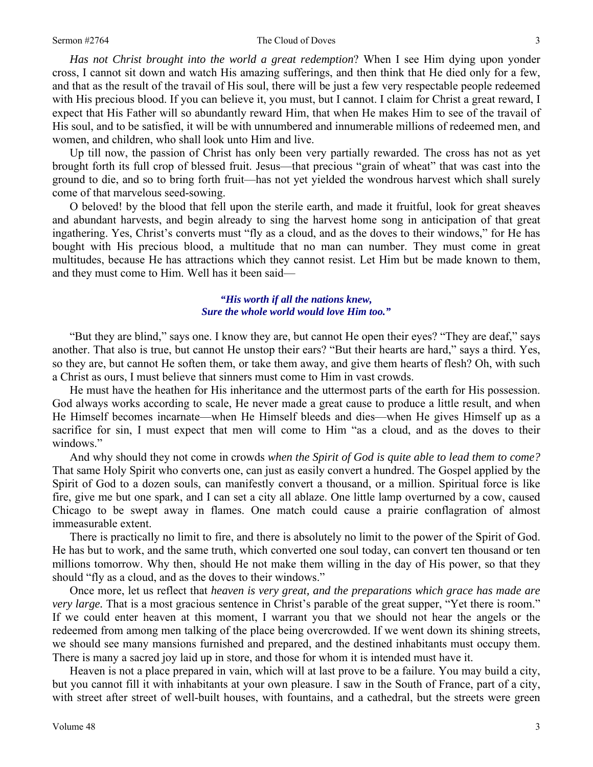*Has not Christ brought into the world a great redemption*? When I see Him dying upon yonder cross, I cannot sit down and watch His amazing sufferings, and then think that He died only for a few, and that as the result of the travail of His soul, there will be just a few very respectable people redeemed with His precious blood. If you can believe it, you must, but I cannot. I claim for Christ a great reward, I expect that His Father will so abundantly reward Him, that when He makes Him to see of the travail of His soul, and to be satisfied, it will be with unnumbered and innumerable millions of redeemed men, and women, and children, who shall look unto Him and live.

Up till now, the passion of Christ has only been very partially rewarded. The cross has not as yet brought forth its full crop of blessed fruit. Jesus—that precious "grain of wheat" that was cast into the ground to die, and so to bring forth fruit—has not yet yielded the wondrous harvest which shall surely come of that marvelous seed-sowing.

O beloved! by the blood that fell upon the sterile earth, and made it fruitful, look for great sheaves and abundant harvests, and begin already to sing the harvest home song in anticipation of that great ingathering. Yes, Christ's converts must "fly as a cloud, and as the doves to their windows," for He has bought with His precious blood, a multitude that no man can number. They must come in great multitudes, because He has attractions which they cannot resist. Let Him but be made known to them, and they must come to Him. Well has it been said—

> ***"His worth if all the nations knew,***
> ***Sure the whole world would love Him too."***

"But they are blind," says one. I know they are, but cannot He open their eyes? "They are deaf," says another. That also is true, but cannot He unstop their ears? "But their hearts are hard," says a third. Yes, so they are, but cannot He soften them, or take them away, and give them hearts of flesh? Oh, with such a Christ as ours, I must believe that sinners must come to Him in vast crowds.

He must have the heathen for His inheritance and the uttermost parts of the earth for His possession. God always works according to scale, He never made a great cause to produce a little result, and when He Himself becomes incarnate—when He Himself bleeds and dies—when He gives Himself up as a sacrifice for sin, I must expect that men will come to Him "as a cloud, and as the doves to their windows."

And why should they not come in crowds *when the Spirit of God is quite able to lead them to come?* That same Holy Spirit who converts one, can just as easily convert a hundred. The Gospel applied by the Spirit of God to a dozen souls, can manifestly convert a thousand, or a million. Spiritual force is like fire, give me but one spark, and I can set a city all ablaze. One little lamp overturned by a cow, caused Chicago to be swept away in flames. One match could cause a prairie conflagration of almost immeasurable extent.

There is practically no limit to fire, and there is absolutely no limit to the power of the Spirit of God. He has but to work, and the same truth, which converted one soul today, can convert ten thousand or ten millions tomorrow. Why then, should He not make them willing in the day of His power, so that they should "fly as a cloud, and as the doves to their windows."

Once more, let us reflect that *heaven is very great, and the preparations which grace has made are very large.* That is a most gracious sentence in Christ's parable of the great supper, "Yet there is room." If we could enter heaven at this moment, I warrant you that we should not hear the angels or the redeemed from among men talking of the place being overcrowded. If we went down its shining streets, we should see many mansions furnished and prepared, and the destined inhabitants must occupy them. There is many a sacred joy laid up in store, and those for whom it is intended must have it.

Heaven is not a place prepared in vain, which will at last prove to be a failure. You may build a city, but you cannot fill it with inhabitants at your own pleasure. I saw in the South of France, part of a city, with street after street of well-built houses, with fountains, and a cathedral, but the streets were green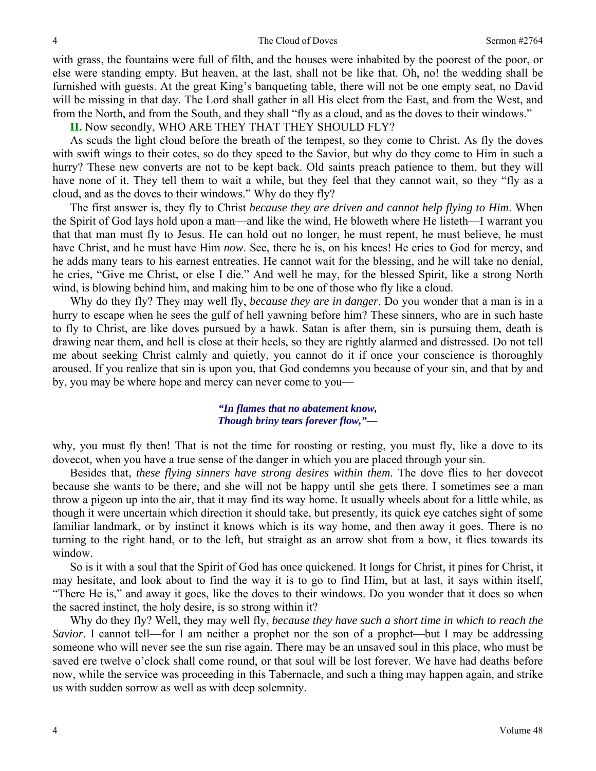with grass, the fountains were full of filth, and the houses were inhabited by the poorest of the poor, or else were standing empty. But heaven, at the last, shall not be like that. Oh, no! the wedding shall be furnished with guests. At the great King's banqueting table, there will not be one empty seat, no David will be missing in that day. The Lord shall gather in all His elect from the East, and from the West, and from the North, and from the South, and they shall "fly as a cloud, and as the doves to their windows."

**II.** Now secondly, WHO ARE THEY THAT THEY SHOULD FLY?

As scuds the light cloud before the breath of the tempest, so they come to Christ. As fly the doves with swift wings to their cotes, so do they speed to the Savior, but why do they come to Him in such a hurry? These new converts are not to be kept back. Old saints preach patience to them, but they will have none of it. They tell them to wait a while, but they feel that they cannot wait, so they "fly as a cloud, and as the doves to their windows." Why do they fly?

The first answer is, they fly to Christ *because they are driven and cannot help flying to Him*. When the Spirit of God lays hold upon a man—and like the wind, He bloweth where He listeth—I warrant you that that man must fly to Jesus. He can hold out no longer, he must repent, he must believe, he must have Christ, and he must have Him *now*. See, there he is, on his knees! He cries to God for mercy, and he adds many tears to his earnest entreaties. He cannot wait for the blessing, and he will take no denial, he cries, "Give me Christ, or else I die." And well he may, for the blessed Spirit, like a strong North wind, is blowing behind him, and making him to be one of those who fly like a cloud.

Why do they fly? They may well fly, *because they are in danger*. Do you wonder that a man is in a hurry to escape when he sees the gulf of hell yawning before him? These sinners, who are in such haste to fly to Christ, are like doves pursued by a hawk. Satan is after them, sin is pursuing them, death is drawing near them, and hell is close at their heels, so they are rightly alarmed and distressed. Do not tell me about seeking Christ calmly and quietly, you cannot do it if once your conscience is thoroughly aroused. If you realize that sin is upon you, that God condemns you because of your sin, and that by and by, you may be where hope and mercy can never come to you—

> ***"In flames that no abatement know,***
> ***Though briny tears forever flow,"—***

why, you must fly then! That is not the time for roosting or resting, you must fly, like a dove to its dovecot, when you have a true sense of the danger in which you are placed through your sin.

Besides that, *these flying sinners have strong desires within them*. The dove flies to her dovecot because she wants to be there, and she will not be happy until she gets there. I sometimes see a man throw a pigeon up into the air, that it may find its way home. It usually wheels about for a little while, as though it were uncertain which direction it should take, but presently, its quick eye catches sight of some familiar landmark, or by instinct it knows which is its way home, and then away it goes. There is no turning to the right hand, or to the left, but straight as an arrow shot from a bow, it flies towards its window.

So is it with a soul that the Spirit of God has once quickened. It longs for Christ, it pines for Christ, it may hesitate, and look about to find the way it is to go to find Him, but at last, it says within itself, "There He is," and away it goes, like the doves to their windows. Do you wonder that it does so when the sacred instinct, the holy desire, is so strong within it?

Why do they fly? Well, they may well fly, *because they have such a short time in which to reach the Savior*. I cannot tell—for I am neither a prophet nor the son of a prophet—but I may be addressing someone who will never see the sun rise again. There may be an unsaved soul in this place, who must be saved ere twelve o'clock shall come round, or that soul will be lost forever. We have had deaths before now, while the service was proceeding in this Tabernacle, and such a thing may happen again, and strike us with sudden sorrow as well as with deep solemnity.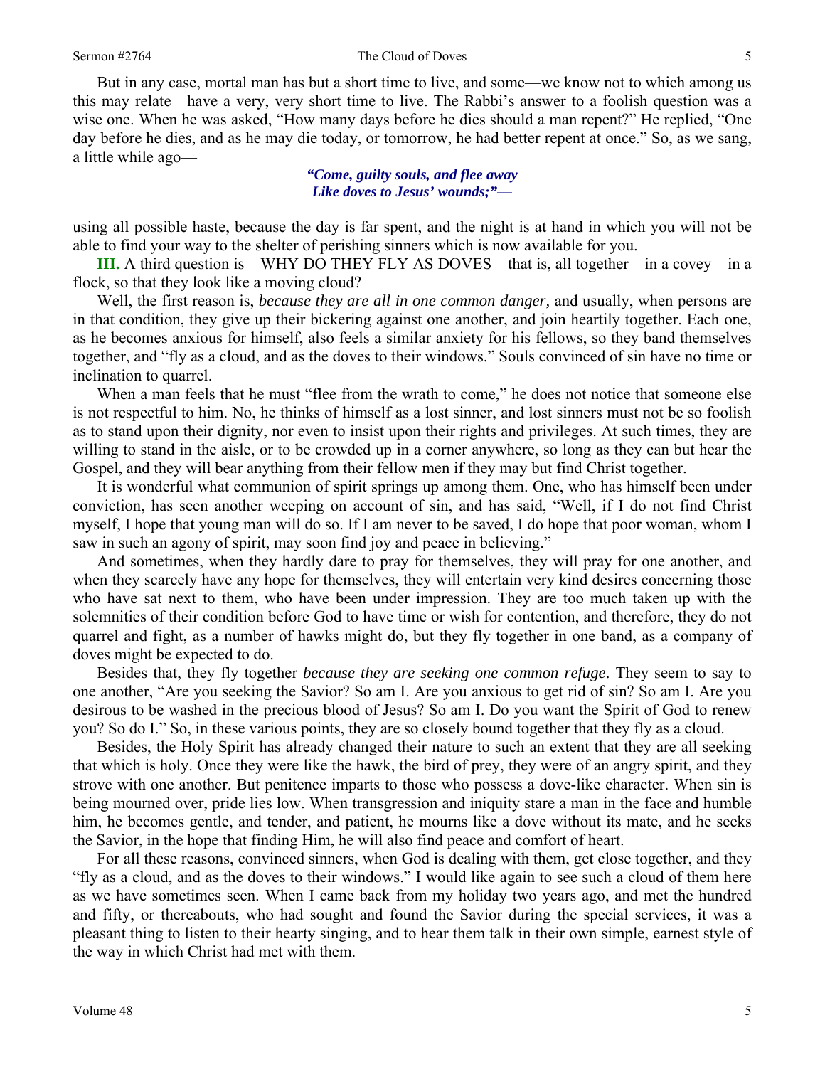But in any case, mortal man has but a short time to live, and some—we know not to which among us this may relate—have a very, very short time to live. The Rabbi's answer to a foolish question was a wise one. When he was asked, "How many days before he dies should a man repent?" He replied, "One day before he dies, and as he may die today, or tomorrow, he had better repent at once." So, as we sang, a little while ago—

> ***"Come, guilty souls, and flee away***
> ***Like doves to Jesus' wounds;"—***

using all possible haste, because the day is far spent, and the night is at hand in which you will not be able to find your way to the shelter of perishing sinners which is now available for you.

**III.** A third question is—WHY DO THEY FLY AS DOVES—that is, all together—in a covey—in a flock, so that they look like a moving cloud?

Well, the first reason is, *because they are all in one common danger,* and usually, when persons are in that condition, they give up their bickering against one another, and join heartily together. Each one, as he becomes anxious for himself, also feels a similar anxiety for his fellows, so they band themselves together, and "fly as a cloud, and as the doves to their windows." Souls convinced of sin have no time or inclination to quarrel.

When a man feels that he must "flee from the wrath to come," he does not notice that someone else is not respectful to him. No, he thinks of himself as a lost sinner, and lost sinners must not be so foolish as to stand upon their dignity, nor even to insist upon their rights and privileges. At such times, they are willing to stand in the aisle, or to be crowded up in a corner anywhere, so long as they can but hear the Gospel, and they will bear anything from their fellow men if they may but find Christ together.

It is wonderful what communion of spirit springs up among them. One, who has himself been under conviction, has seen another weeping on account of sin, and has said, "Well, if I do not find Christ myself, I hope that young man will do so. If I am never to be saved, I do hope that poor woman, whom I saw in such an agony of spirit, may soon find joy and peace in believing."

And sometimes, when they hardly dare to pray for themselves, they will pray for one another, and when they scarcely have any hope for themselves, they will entertain very kind desires concerning those who have sat next to them, who have been under impression. They are too much taken up with the solemnities of their condition before God to have time or wish for contention, and therefore, they do not quarrel and fight, as a number of hawks might do, but they fly together in one band, as a company of doves might be expected to do.

Besides that, they fly together *because they are seeking one common refuge*. They seem to say to one another, "Are you seeking the Savior? So am I. Are you anxious to get rid of sin? So am I. Are you desirous to be washed in the precious blood of Jesus? So am I. Do you want the Spirit of God to renew you? So do I." So, in these various points, they are so closely bound together that they fly as a cloud.

Besides, the Holy Spirit has already changed their nature to such an extent that they are all seeking that which is holy. Once they were like the hawk, the bird of prey, they were of an angry spirit, and they strove with one another. But penitence imparts to those who possess a dove-like character. When sin is being mourned over, pride lies low. When transgression and iniquity stare a man in the face and humble him, he becomes gentle, and tender, and patient, he mourns like a dove without its mate, and he seeks the Savior, in the hope that finding Him, he will also find peace and comfort of heart.

For all these reasons, convinced sinners, when God is dealing with them, get close together, and they "fly as a cloud, and as the doves to their windows." I would like again to see such a cloud of them here as we have sometimes seen. When I came back from my holiday two years ago, and met the hundred and fifty, or thereabouts, who had sought and found the Savior during the special services, it was a pleasant thing to listen to their hearty singing, and to hear them talk in their own simple, earnest style of the way in which Christ had met with them.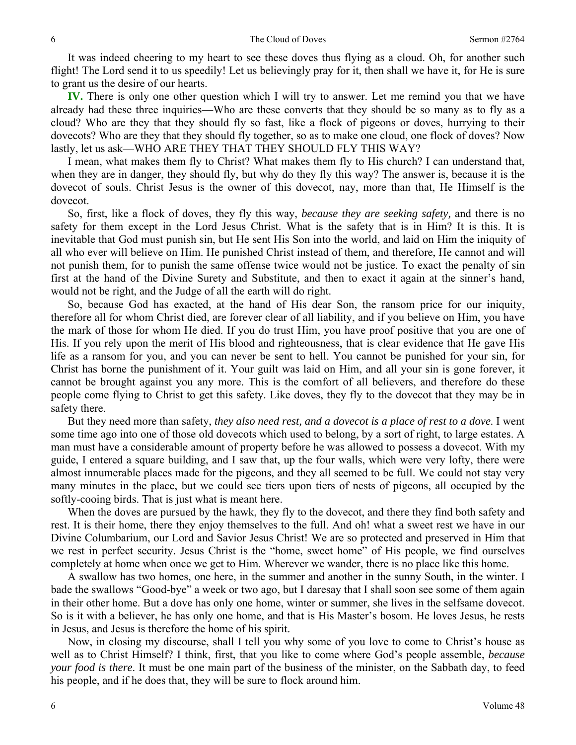It was indeed cheering to my heart to see these doves thus flying as a cloud. Oh, for another such flight! The Lord send it to us speedily! Let us believingly pray for it, then shall we have it, for He is sure to grant us the desire of our hearts.

**IV.** There is only one other question which I will try to answer. Let me remind you that we have already had these three inquiries—Who are these converts that they should be so many as to fly as a cloud? Who are they that they should fly so fast, like a flock of pigeons or doves, hurrying to their dovecots? Who are they that they should fly together, so as to make one cloud, one flock of doves? Now lastly, let us ask—WHO ARE THEY THAT THEY SHOULD FLY THIS WAY?

I mean, what makes them fly to Christ? What makes them fly to His church? I can understand that, when they are in danger, they should fly, but why do they fly this way? The answer is, because it is the dovecot of souls. Christ Jesus is the owner of this dovecot, nay, more than that, He Himself is the dovecot.

So, first, like a flock of doves, they fly this way, *because they are seeking safety,* and there is no safety for them except in the Lord Jesus Christ. What is the safety that is in Him? It is this. It is inevitable that God must punish sin, but He sent His Son into the world, and laid on Him the iniquity of all who ever will believe on Him. He punished Christ instead of them, and therefore, He cannot and will not punish them, for to punish the same offense twice would not be justice. To exact the penalty of sin first at the hand of the Divine Surety and Substitute, and then to exact it again at the sinner's hand, would not be right, and the Judge of all the earth will do right.

So, because God has exacted, at the hand of His dear Son, the ransom price for our iniquity, therefore all for whom Christ died, are forever clear of all liability, and if you believe on Him, you have the mark of those for whom He died. If you do trust Him, you have proof positive that you are one of His. If you rely upon the merit of His blood and righteousness, that is clear evidence that He gave His life as a ransom for you, and you can never be sent to hell. You cannot be punished for your sin, for Christ has borne the punishment of it. Your guilt was laid on Him, and all your sin is gone forever, it cannot be brought against you any more. This is the comfort of all believers, and therefore do these people come flying to Christ to get this safety. Like doves, they fly to the dovecot that they may be in safety there.

But they need more than safety, *they also need rest, and a dovecot is a place of rest to a dove.* I went some time ago into one of those old dovecots which used to belong, by a sort of right, to large estates. A man must have a considerable amount of property before he was allowed to possess a dovecot. With my guide, I entered a square building, and I saw that, up the four walls, which were very lofty, there were almost innumerable places made for the pigeons, and they all seemed to be full. We could not stay very many minutes in the place, but we could see tiers upon tiers of nests of pigeons, all occupied by the softly-cooing birds. That is just what is meant here.

When the doves are pursued by the hawk, they fly to the dovecot, and there they find both safety and rest. It is their home, there they enjoy themselves to the full. And oh! what a sweet rest we have in our Divine Columbarium, our Lord and Savior Jesus Christ! We are so protected and preserved in Him that we rest in perfect security. Jesus Christ is the "home, sweet home" of His people, we find ourselves completely at home when once we get to Him. Wherever we wander, there is no place like this home.

A swallow has two homes, one here, in the summer and another in the sunny South, in the winter. I bade the swallows "Good-bye" a week or two ago, but I daresay that I shall soon see some of them again in their other home. But a dove has only one home, winter or summer, she lives in the selfsame dovecot. So is it with a believer, he has only one home, and that is His Master's bosom. He loves Jesus, he rests in Jesus, and Jesus is therefore the home of his spirit.

Now, in closing my discourse, shall I tell you why some of you love to come to Christ's house as well as to Christ Himself? I think, first, that you like to come where God's people assemble, *because your food is there*. It must be one main part of the business of the minister, on the Sabbath day, to feed his people, and if he does that, they will be sure to flock around him.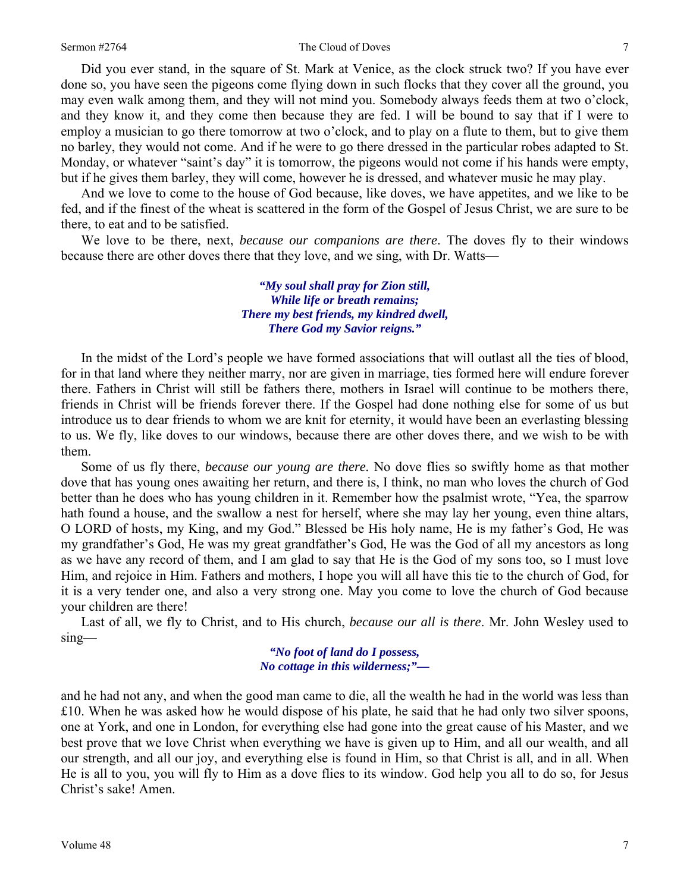Did you ever stand, in the square of St. Mark at Venice, as the clock struck two? If you have ever done so, you have seen the pigeons come flying down in such flocks that they cover all the ground, you may even walk among them, and they will not mind you. Somebody always feeds them at two o'clock, and they know it, and they come then because they are fed. I will be bound to say that if I were to employ a musician to go there tomorrow at two o'clock, and to play on a flute to them, but to give them no barley, they would not come. And if he were to go there dressed in the particular robes adapted to St. Monday, or whatever "saint's day" it is tomorrow, the pigeons would not come if his hands were empty, but if he gives them barley, they will come, however he is dressed, and whatever music he may play.

And we love to come to the house of God because, like doves, we have appetites, and we like to be fed, and if the finest of the wheat is scattered in the form of the Gospel of Jesus Christ, we are sure to be there, to eat and to be satisfied.

We love to be there, next, *because our companions are there*. The doves fly to their windows because there are other doves there that they love, and we sing, with Dr. Watts—

> ***"My soul shall pray for Zion still,***
> ***While life or breath remains;***
> ***There my best friends, my kindred dwell,***
> ***There God my Savior reigns."***

In the midst of the Lord's people we have formed associations that will outlast all the ties of blood, for in that land where they neither marry, nor are given in marriage, ties formed here will endure forever there. Fathers in Christ will still be fathers there, mothers in Israel will continue to be mothers there, friends in Christ will be friends forever there. If the Gospel had done nothing else for some of us but introduce us to dear friends to whom we are knit for eternity, it would have been an everlasting blessing to us. We fly, like doves to our windows, because there are other doves there, and we wish to be with them.

Some of us fly there, *because our young are there.* No dove flies so swiftly home as that mother dove that has young ones awaiting her return, and there is, I think, no man who loves the church of God better than he does who has young children in it. Remember how the psalmist wrote, "Yea, the sparrow hath found a house, and the swallow a nest for herself, where she may lay her young, even thine altars, O LORD of hosts, my King, and my God." Blessed be His holy name, He is my father's God, He was my grandfather's God, He was my great grandfather's God, He was the God of all my ancestors as long as we have any record of them, and I am glad to say that He is the God of my sons too, so I must love Him, and rejoice in Him. Fathers and mothers, I hope you will all have this tie to the church of God, for it is a very tender one, and also a very strong one. May you come to love the church of God because your children are there!

Last of all, we fly to Christ, and to His church, *because our all is there*. Mr. John Wesley used to sing—

> ***"No foot of land do I possess,***
> ***No cottage in this wilderness;"—***

and he had not any, and when the good man came to die, all the wealth he had in the world was less than £10. When he was asked how he would dispose of his plate, he said that he had only two silver spoons, one at York, and one in London, for everything else had gone into the great cause of his Master, and we best prove that we love Christ when everything we have is given up to Him, and all our wealth, and all our strength, and all our joy, and everything else is found in Him, so that Christ is all, and in all. When He is all to you, you will fly to Him as a dove flies to its window. God help you all to do so, for Jesus Christ's sake! Amen.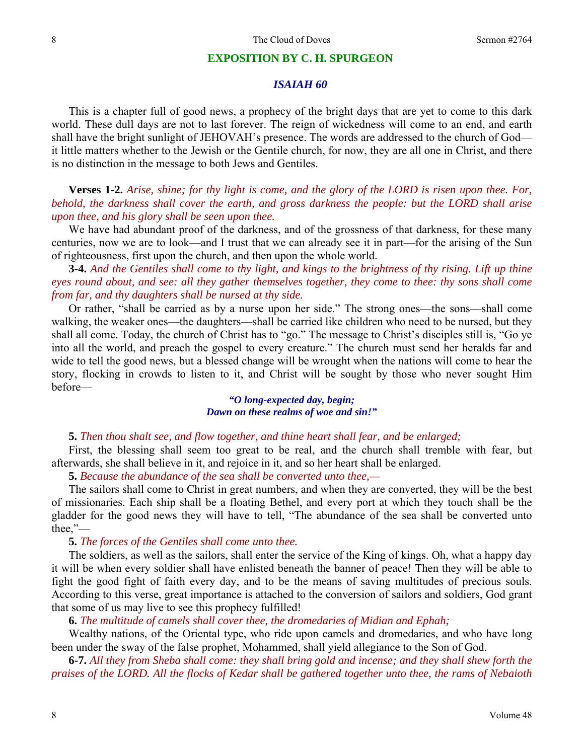## EXPOSITION BY C. H. SPURGEON

### *ISAIAH 60*

This is a chapter full of good news, a prophecy of the bright days that are yet to come to this dark world. These dull days are not to last forever. The reign of wickedness will come to an end, and earth shall have the bright sunlight of JEHOVAH's presence. The words are addressed to the church of God—it little matters whether to the Jewish or the Gentile church, for now, they are all one in Christ, and there is no distinction in the message to both Jews and Gentiles.

**Verses 1-2.** *Arise, shine; for thy light is come, and the glory of the LORD is risen upon thee. For, behold, the darkness shall cover the earth, and gross darkness the people: but the LORD shall arise upon thee, and his glory shall be seen upon thee.*

We have had abundant proof of the darkness, and of the grossness of that darkness, for these many centuries, now we are to look—and I trust that we can already see it in part—for the arising of the Sun of righteousness, first upon the church, and then upon the whole world.

**3-4.** *And the Gentiles shall come to thy light, and kings to the brightness of thy rising. Lift up thine eyes round about, and see: all they gather themselves together, they come to thee: thy sons shall come from far, and thy daughters shall be nursed at thy side.*

Or rather, "shall be carried as by a nurse upon her side." The strong ones—the sons—shall come walking, the weaker ones—the daughters—shall be carried like children who need to be nursed, but they shall all come. Today, the church of Christ has to "go." The message to Christ's disciples still is, "Go ye into all the world, and preach the gospel to every creature." The church must send her heralds far and wide to tell the good news, but a blessed change will be wrought when the nations will come to hear the story, flocking in crowds to listen to it, and Christ will be sought by those who never sought Him before—

> ***"O long-expected day, begin;***
> ***Dawn on these realms of woe and sin!"***

**5.** *Then thou shalt see, and flow together, and thine heart shall fear, and be enlarged;*

First, the blessing shall seem too great to be real, and the church shall tremble with fear, but afterwards, she shall believe in it, and rejoice in it, and so her heart shall be enlarged.

**5.** *Because the abundance of the sea shall be converted unto thee,—*

The sailors shall come to Christ in great numbers, and when they are converted, they will be the best of missionaries. Each ship shall be a floating Bethel, and every port at which they touch shall be the gladder for the good news they will have to tell, "The abundance of the sea shall be converted unto thee,"—

**5.** *The forces of the Gentiles shall come unto thee.*

The soldiers, as well as the sailors, shall enter the service of the King of kings. Oh, what a happy day it will be when every soldier shall have enlisted beneath the banner of peace! Then they will be able to fight the good fight of faith every day, and to be the means of saving multitudes of precious souls. According to this verse, great importance is attached to the conversion of sailors and soldiers, God grant that some of us may live to see this prophecy fulfilled!

**6.** *The multitude of camels shall cover thee, the dromedaries of Midian and Ephah;*

Wealthy nations, of the Oriental type, who ride upon camels and dromedaries, and who have long been under the sway of the false prophet, Mohammed, shall yield allegiance to the Son of God.

**6-7.** *All they from Sheba shall come: they shall bring gold and incense; and they shall shew forth the praises of the LORD. All the flocks of Kedar shall be gathered together unto thee, the rams of Nebaioth*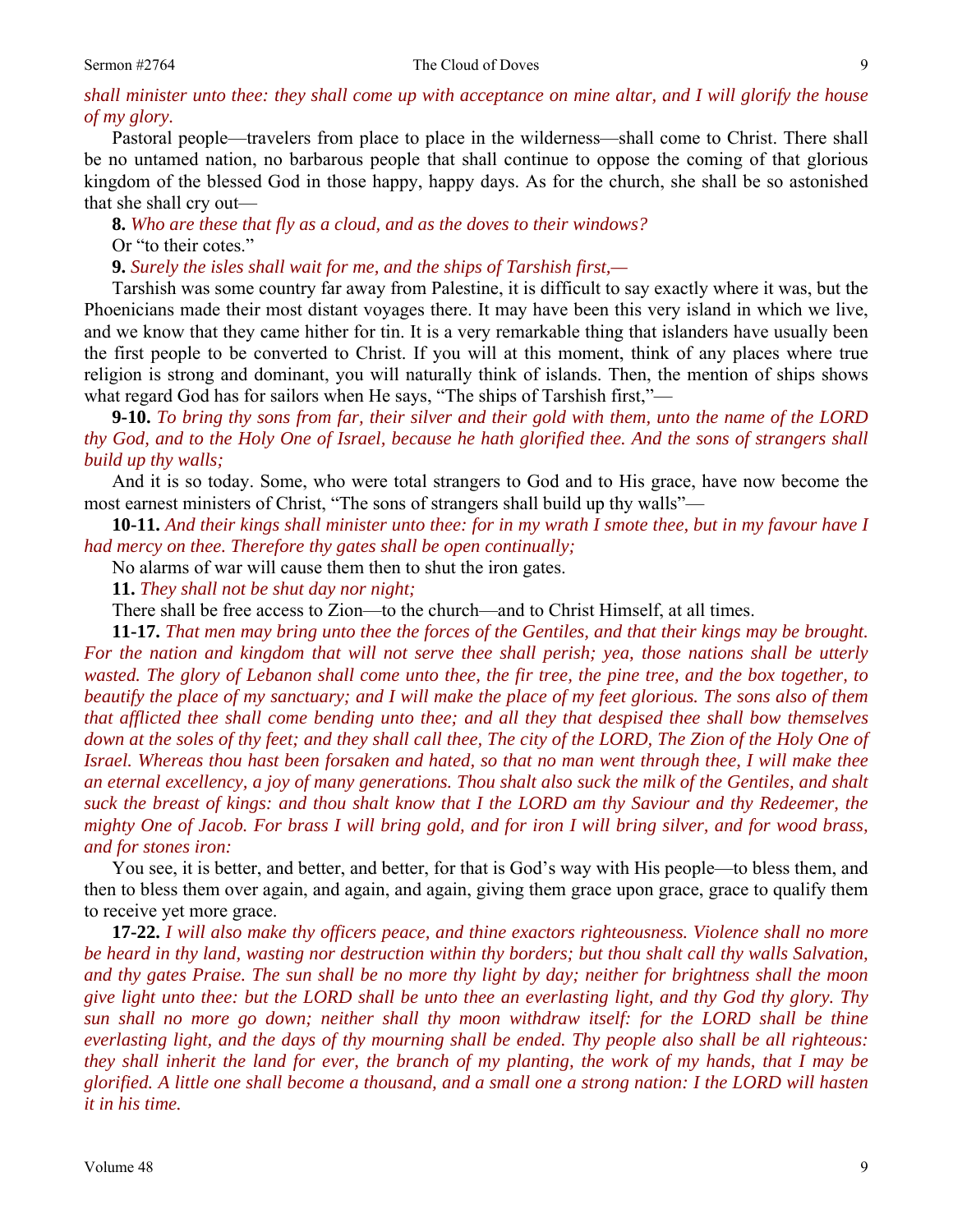*shall minister unto thee: they shall come up with acceptance on mine altar, and I will glorify the house of my glory.*

Pastoral people—travelers from place to place in the wilderness—shall come to Christ. There shall be no untamed nation, no barbarous people that shall continue to oppose the coming of that glorious kingdom of the blessed God in those happy, happy days. As for the church, she shall be so astonished that she shall cry out—

**8.** *Who are these that fly as a cloud, and as the doves to their windows?*

Or "to their cotes."

**9.** *Surely the isles shall wait for me, and the ships of Tarshish first,—*

Tarshish was some country far away from Palestine, it is difficult to say exactly where it was, but the Phoenicians made their most distant voyages there. It may have been this very island in which we live, and we know that they came hither for tin. It is a very remarkable thing that islanders have usually been the first people to be converted to Christ. If you will at this moment, think of any places where true religion is strong and dominant, you will naturally think of islands. Then, the mention of ships shows what regard God has for sailors when He says, "The ships of Tarshish first,"—

**9-10.** *To bring thy sons from far, their silver and their gold with them, unto the name of the LORD thy God, and to the Holy One of Israel, because he hath glorified thee. And the sons of strangers shall build up thy walls;*

And it is so today. Some, who were total strangers to God and to His grace, have now become the most earnest ministers of Christ, "The sons of strangers shall build up thy walls"—

**10-11.** *And their kings shall minister unto thee: for in my wrath I smote thee, but in my favour have I had mercy on thee. Therefore thy gates shall be open continually;*

No alarms of war will cause them then to shut the iron gates.

**11.** *They shall not be shut day nor night;*

There shall be free access to Zion—to the church—and to Christ Himself, at all times.

**11-17.** *That men may bring unto thee the forces of the Gentiles, and that their kings may be brought. For the nation and kingdom that will not serve thee shall perish; yea, those nations shall be utterly wasted. The glory of Lebanon shall come unto thee, the fir tree, the pine tree, and the box together, to beautify the place of my sanctuary; and I will make the place of my feet glorious. The sons also of them that afflicted thee shall come bending unto thee; and all they that despised thee shall bow themselves down at the soles of thy feet; and they shall call thee, The city of the LORD, The Zion of the Holy One of Israel. Whereas thou hast been forsaken and hated, so that no man went through thee, I will make thee an eternal excellency, a joy of many generations. Thou shalt also suck the milk of the Gentiles, and shalt suck the breast of kings: and thou shalt know that I the LORD am thy Saviour and thy Redeemer, the mighty One of Jacob. For brass I will bring gold, and for iron I will bring silver, and for wood brass, and for stones iron:*

You see, it is better, and better, and better, for that is God's way with His people—to bless them, and then to bless them over again, and again, and again, giving them grace upon grace, grace to qualify them to receive yet more grace.

**17-22.** *I will also make thy officers peace, and thine exactors righteousness. Violence shall no more be heard in thy land, wasting nor destruction within thy borders; but thou shalt call thy walls Salvation, and thy gates Praise. The sun shall be no more thy light by day; neither for brightness shall the moon give light unto thee: but the LORD shall be unto thee an everlasting light, and thy God thy glory. Thy sun shall no more go down; neither shall thy moon withdraw itself: for the LORD shall be thine everlasting light, and the days of thy mourning shall be ended. Thy people also shall be all righteous: they shall inherit the land for ever, the branch of my planting, the work of my hands, that I may be glorified. A little one shall become a thousand, and a small one a strong nation: I the LORD will hasten it in his time.*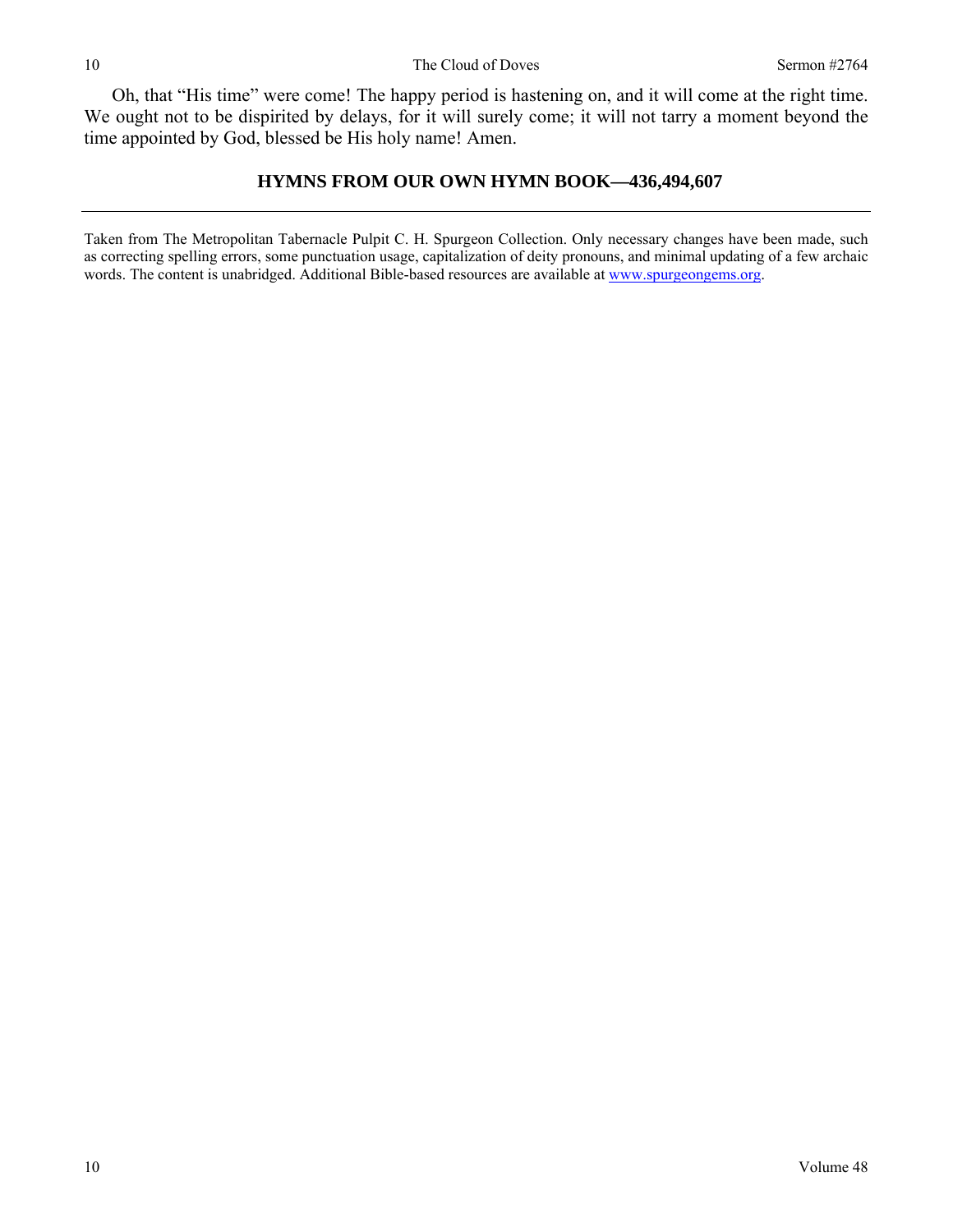Oh, that "His time" were come! The happy period is hastening on, and it will come at the right time. We ought not to be dispirited by delays, for it will surely come; it will not tarry a moment beyond the time appointed by God, blessed be His holy name! Amen.

### HYMNS FROM OUR OWN HYMN BOOK—436,494,607

---

Taken from The Metropolitan Tabernacle Pulpit C. H. Spurgeon Collection. Only necessary changes have been made, such as correcting spelling errors, some punctuation usage, capitalization of deity pronouns, and minimal updating of a few archaic words. The content is unabridged. Additional Bible-based resources are available at www.spurgeongems.org.